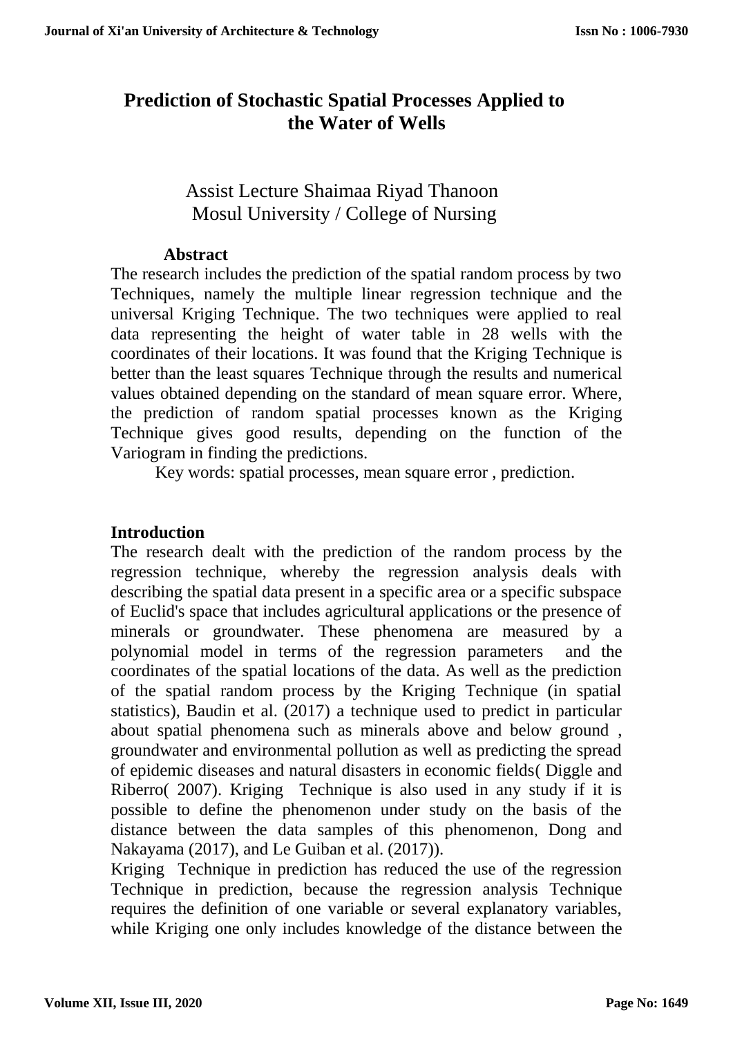# Prediction of Stochastic Spatial Processes Applied to the Water of Wells

Assist Lecture Shaimaa Riyad Thanoon
Mosul University / College of Nursing

## Abstract

The research includes the prediction of the spatial random process by two Techniques, namely the multiple linear regression technique and the universal Kriging Technique. The two techniques were applied to real data representing the height of water table in 28 wells with the coordinates of their locations. It was found that the Kriging Technique is better than the least squares Technique through the results and numerical values obtained depending on the standard of mean square error. Where, the prediction of random spatial processes known as the Kriging Technique gives good results, depending on the function of the Variogram in finding the predictions.

Key words: spatial processes, mean square error , prediction.

## Introduction

The research dealt with the prediction of the random process by the regression technique, whereby the regression analysis deals with describing the spatial data present in a specific area or a specific subspace of Euclid's space that includes agricultural applications or the presence of minerals or groundwater. These phenomena are measured by a polynomial model in terms of the regression parameters and the coordinates of the spatial locations of the data. As well as the prediction of the spatial random process by the Kriging Technique (in spatial statistics), Baudin et al. (2017) a technique used to predict in particular about spatial phenomena such as minerals above and below ground , groundwater and environmental pollution as well as predicting the spread of epidemic diseases and natural disasters in economic fields( Diggle and Riberro( 2007). Kriging Technique is also used in any study if it is possible to define the phenomenon under study on the basis of the distance between the data samples of this phenomenon, Dong and Nakayama (2017), and Le Guiban et al. (2017)).

Kriging Technique in prediction has reduced the use of the regression Technique in prediction, because the regression analysis Technique requires the definition of one variable or several explanatory variables, while Kriging one only includes knowledge of the distance between the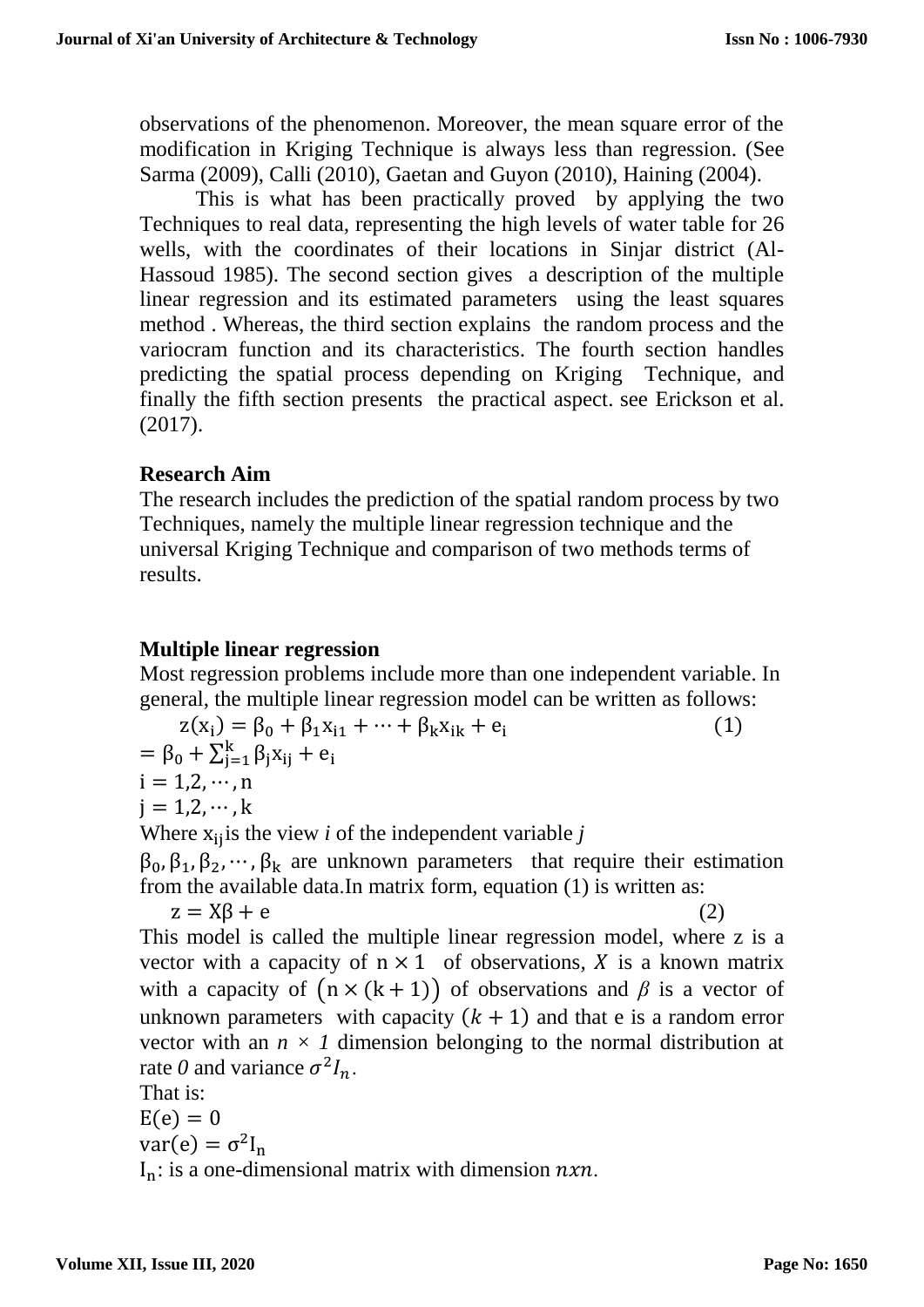observations of the phenomenon. Moreover, the mean square error of the modification in Kriging Technique is always less than regression. (See Sarma (2009), Calli (2010), Gaetan and Guyon (2010), Haining (2004).

This is what has been practically proved by applying the two Techniques to real data, representing the high levels of water table for 26 wells, with the coordinates of their locations in Sinjar district (Al-Hassoud 1985). The second section gives a description of the multiple linear regression and its estimated parameters using the least squares method . Whereas, the third section explains the random process and the variocram function and its characteristics. The fourth section handles predicting the spatial process depending on Kriging Technique, and finally the fifth section presents the practical aspect. see Erickson et al. (2017).

## Research Aim

The research includes the prediction of the spatial random process by two Techniques, namely the multiple linear regression technique and the universal Kriging Technique and comparison of two methods terms of results.

## Multiple linear regression

Most regression problems include more than one independent variable. In general, the multiple linear regression model can be written as follows:

$$z(x_i) = \beta_0 + \beta_1 x_{i1} + \cdots + \beta_k x_{ik} + e_i \qquad (1)$$

$$= \beta_0 + \sum_{j=1}^{k} \beta_j x_{ij} + e_i$$

$i = 1,2,\cdots,n$

$j = 1,2,\cdots,k$

Where $x_{ij}$ is the view *i* of the independent variable *j*

$\beta_0, \beta_1, \beta_2, \cdots, \beta_k$ are unknown parameters that require their estimation from the available data.In matrix form, equation (1) is written as:

$$z = X\beta + e \qquad (2)$$

This model is called the multiple linear regression model, where z is a vector with a capacity of $n \times 1$ of observations, $X$ is a known matrix with a capacity of $(n \times (k+1))$ of observations and $\beta$ is a vector of unknown parameters with capacity $(k+1)$ and that e is a random error vector with an $n \times 1$ dimension belonging to the normal distribution at rate *0* and variance $\sigma^2 I_n$.

That is:

$E(e) = 0$

$var(e) = \sigma^2 I_n$

$I_n$: is a one-dimensional matrix with dimension $nxn$.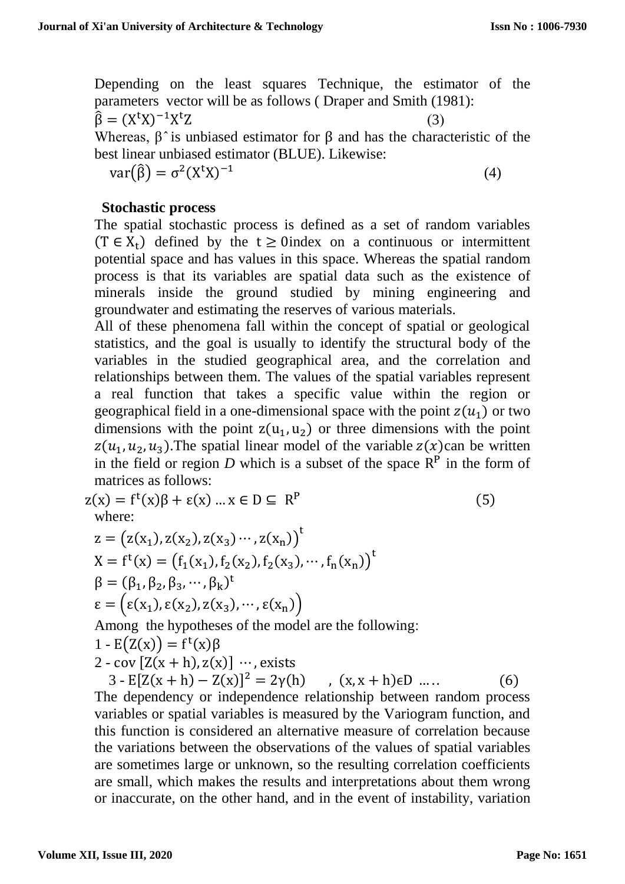Depending on the least squares Technique, the estimator of the parameters vector will be as follows ( Draper and Smith (1981):

$$\hat{\beta} = (X^t X)^{-1} X^t Z \qquad (3)$$

Whereas, $\beta\hat{}$ is unbiased estimator for $\beta$ and has the characteristic of the best linear unbiased estimator (BLUE). Likewise:

$$\text{var}(\hat{\beta}) = \sigma^2 (X^t X)^{-1} \qquad (4)$$

**Stochastic process**

The spatial stochastic process is defined as a set of random variables $(T \in X_t)$ defined by the $t \geq 0$index on a continuous or intermittent potential space and has values in this space. Whereas the spatial random process is that its variables are spatial data such as the existence of minerals inside the ground studied by mining engineering and groundwater and estimating the reserves of various materials.

All of these phenomena fall within the concept of spatial or geological statistics, and the goal is usually to identify the structural body of the variables in the studied geographical area, and the correlation and relationships between them. The values of the spatial variables represent a real function that takes a specific value within the region or geographical field in a one-dimensional space with the point $z(u_1)$ or two dimensions with the point $z(u_1, u_2)$ or three dimensions with the point $z(u_1, u_2, u_3)$.The spatial linear model of the variable $z(x)$can be written in the field or region *D* which is a subset of the space $R^P$ in the form of matrices as follows:

$$z(x) = f^t(x)\beta + \varepsilon(x) \ldots x \in D \subseteq R^P \qquad (5)$$

where:

$$z = \left(z(x_1), z(x_2), z(x_3) \cdots, z(x_n)\right)^t$$

$$X = f^t(x) = \left(f_1(x_1), f_2(x_2), f_2(x_3), \cdots, f_n(x_n)\right)^t$$

$$\beta = (\beta_1, \beta_2, \beta_3, \cdots, \beta_k)^t$$

$$\varepsilon = \left(\varepsilon(x_1), \varepsilon(x_2), z(x_3), \cdots, \varepsilon(x_n)\right)$$

Among the hypotheses of the model are the following:

1 - $E(Z(x)) = f^t(x)\beta$

2 - $\text{cov}\,[Z(x+h), z(x)] \cdots$, exists

3 - $E[Z(x+h) - Z(x)]^2 = 2\gamma(h) \quad , \ (x, x+h)\epsilon D \ \ldots\ldots \qquad (6)$

The dependency or independence relationship between random process variables or spatial variables is measured by the Variogram function, and this function is considered an alternative measure of correlation because the variations between the observations of the values of spatial variables are sometimes large or unknown, so the resulting correlation coefficients are small, which makes the results and interpretations about them wrong or inaccurate, on the other hand, and in the event of instability, variation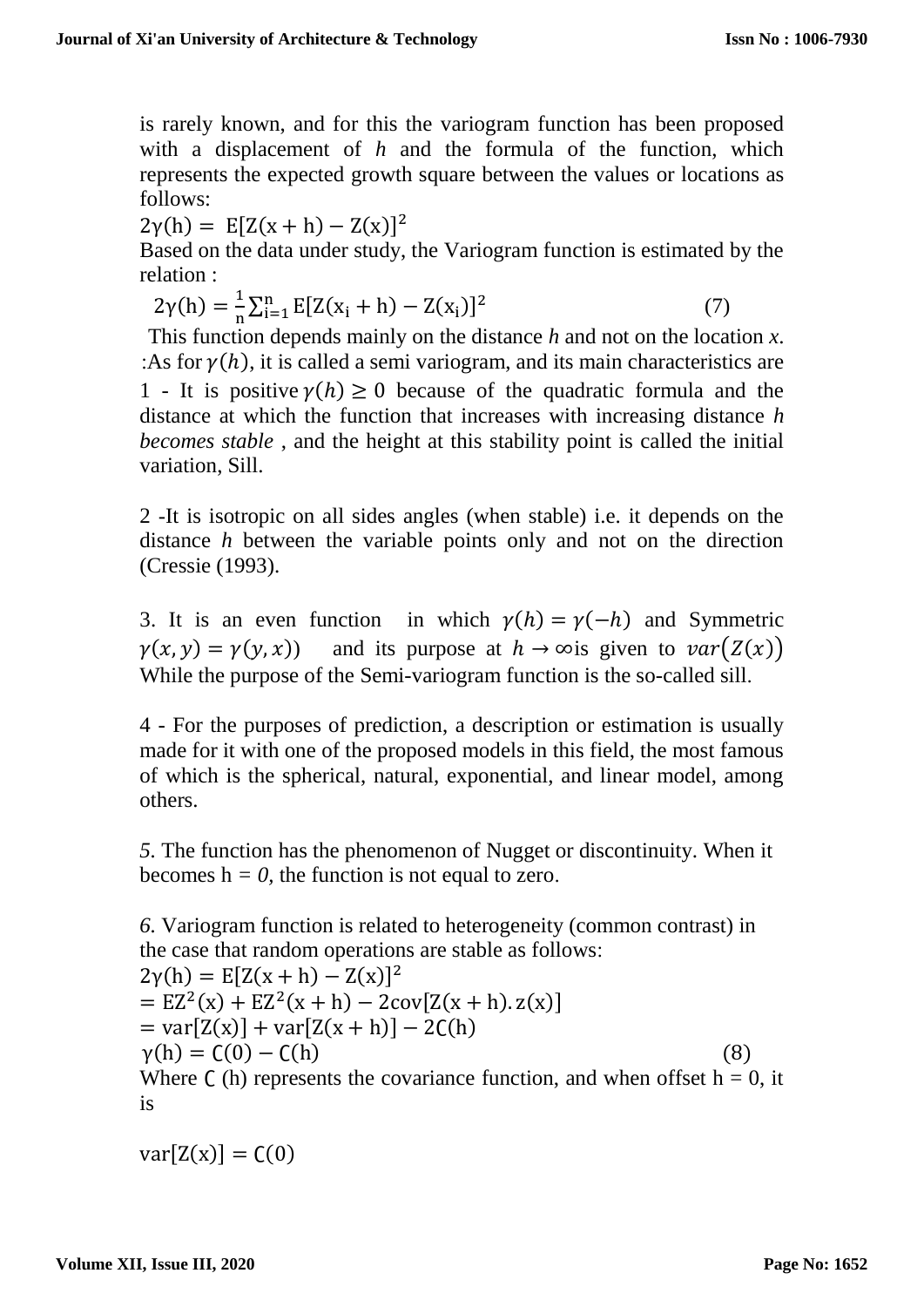is rarely known, and for this the variogram function has been proposed with a displacement of $h$ and the formula of the function, which represents the expected growth square between the values or locations as follows:

$$2\gamma(h) = E[Z(x+h) - Z(x)]^2$$

Based on the data under study, the Variogram function is estimated by the relation :

$$2\gamma(h) = \frac{1}{n}\sum_{i=1}^{n} E[Z(x_i + h) - Z(x_i)]^2 \qquad (7)$$

This function depends mainly on the distance *h* and not on the location *x*. :As for $\gamma(h)$, it is called a semi variogram, and its main characteristics are

1 - It is positive $\gamma(h) \geq 0$ because of the quadratic formula and the distance at which the function that increases with increasing distance *h becomes stable* , and the height at this stability point is called the initial variation, Sill.

2 -It is isotropic on all sides angles (when stable) i.e. it depends on the distance *h* between the variable points only and not on the direction (Cressie (1993).

3. It is an even function in which $\gamma(h) = \gamma(-h)$ and Symmetric $\gamma(x, y) = \gamma(y, x))$ and its purpose at $h \to \infty$is given to $var(Z(x))$ While the purpose of the Semi-variogram function is the so-called sill.

4 - For the purposes of prediction, a description or estimation is usually made for it with one of the proposed models in this field, the most famous of which is the spherical, natural, exponential, and linear model, among others.

*5.* The function has the phenomenon of Nugget or discontinuity. When it becomes h = *0*, the function is not equal to zero.

*6.* Variogram function is related to heterogeneity (common contrast) in the case that random operations are stable as follows:

$$2\gamma(h) = E[Z(x+h) - Z(x)]^2$$
$$= EZ^2(x) + EZ^2(x+h) - 2\text{cov}[Z(x+h).z(x)]$$
$$= \text{var}[Z(x)] + \text{var}[Z(x+h)] - 2C(h)$$
$$\gamma(h) = C(0) - C(h) \qquad (8)$$

Where C (h) represents the covariance function, and when offset h = 0, it is

$$\text{var}[Z(x)] = C(0)$$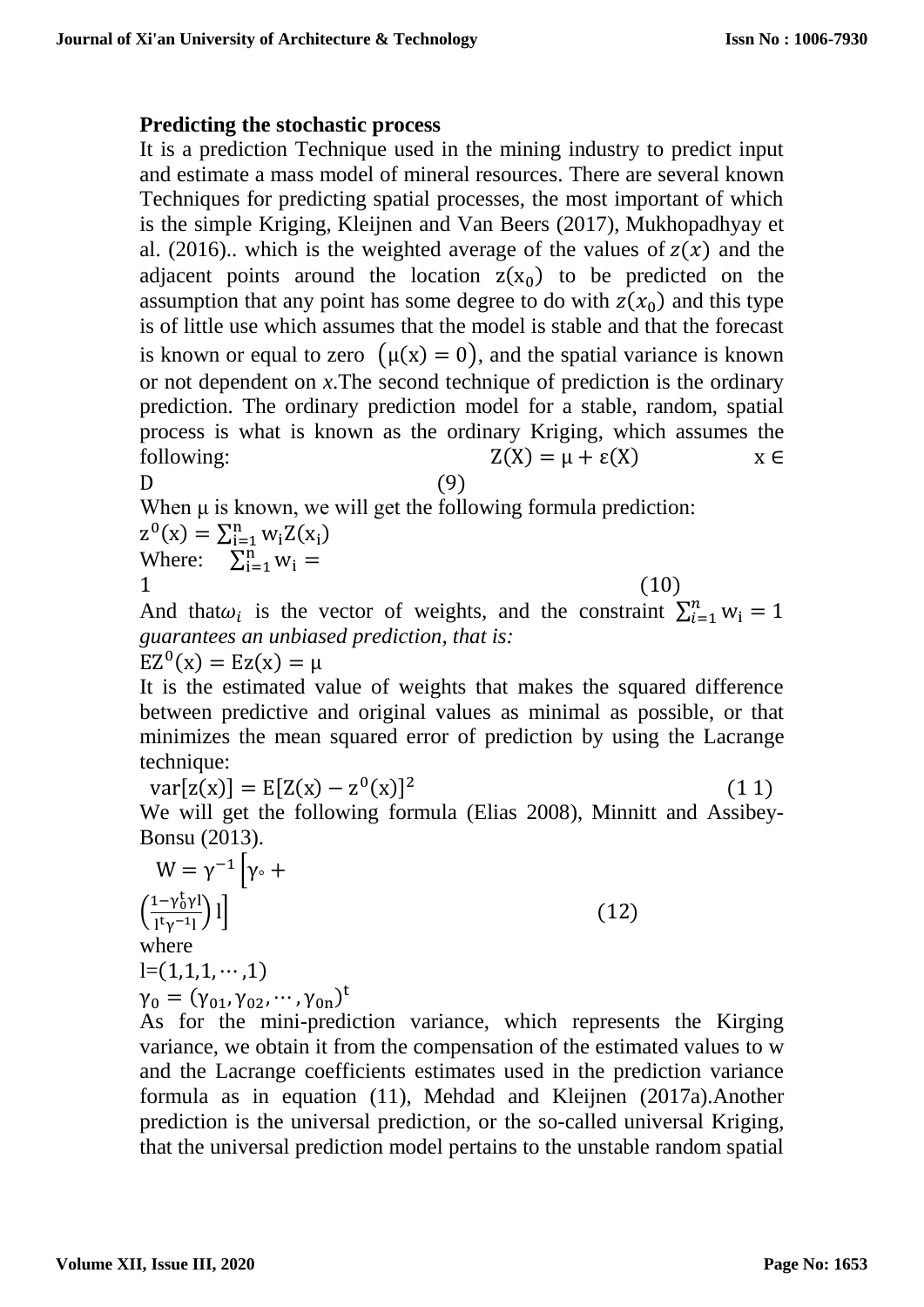**Predicting the stochastic process**

It is a prediction Technique used in the mining industry to predict input and estimate a mass model of mineral resources. There are several known Techniques for predicting spatial processes, the most important of which is the simple Kriging, Kleijnen and Van Beers (2017), Mukhopadhyay et al. (2016).. which is the weighted average of the values of $z(x)$ and the adjacent points around the location $z(x_0)$ to be predicted on the assumption that any point has some degree to do with $z(x_0)$ and this type is of little use which assumes that the model is stable and that the forecast is known or equal to zero $\left(\mu(x) = 0\right)$, and the spatial variance is known or not dependent on *x*.The second technique of prediction is the ordinary prediction. The ordinary prediction model for a stable, random, spatial process is what is known as the ordinary Kriging, which assumes the following:

$$Z(X) = \mu + \varepsilon(X) \qquad x \in D \qquad (9)$$

When μ is known, we will get the following formula prediction:

$$z^0(x) = \sum_{i=1}^{n} w_i Z(x_i)$$

Where: $\sum_{i=1}^{n} w_i = 1 \qquad (10)$

And that$\omega_i$ is the vector of weights, and the constraint $\sum_{i=1}^{n} w_i = 1$ *guarantees an unbiased prediction, that is:*

$$EZ^0(x) = Ez(x) = \mu$$

It is the estimated value of weights that makes the squared difference between predictive and original values as minimal as possible, or that minimizes the mean squared error of prediction by using the Lacrange technique:

$$\text{var}[z(x)] = E[Z(x) - z^0(x)]^2 \qquad (1\,1)$$

We will get the following formula (Elias 2008), Minnitt and Assibey-Bonsu (2013).

$$W = \gamma^{-1}\left[\gamma_\circ + \left(\frac{1-\gamma_0^t \gamma l}{l^t \gamma^{-1} l}\right) l\right] \qquad (12)$$

where

$l=(1,1,1,\cdots,1)$

$\gamma_0 = (\gamma_{01}, \gamma_{02}, \cdots, \gamma_{0n})^t$

As for the mini-prediction variance, which represents the Kirging variance, we obtain it from the compensation of the estimated values to w and the Lacrange coefficients estimates used in the prediction variance formula as in equation (11), Mehdad and Kleijnen (2017a).Another prediction is the universal prediction, or the so-called universal Kriging, that the universal prediction model pertains to the unstable random spatial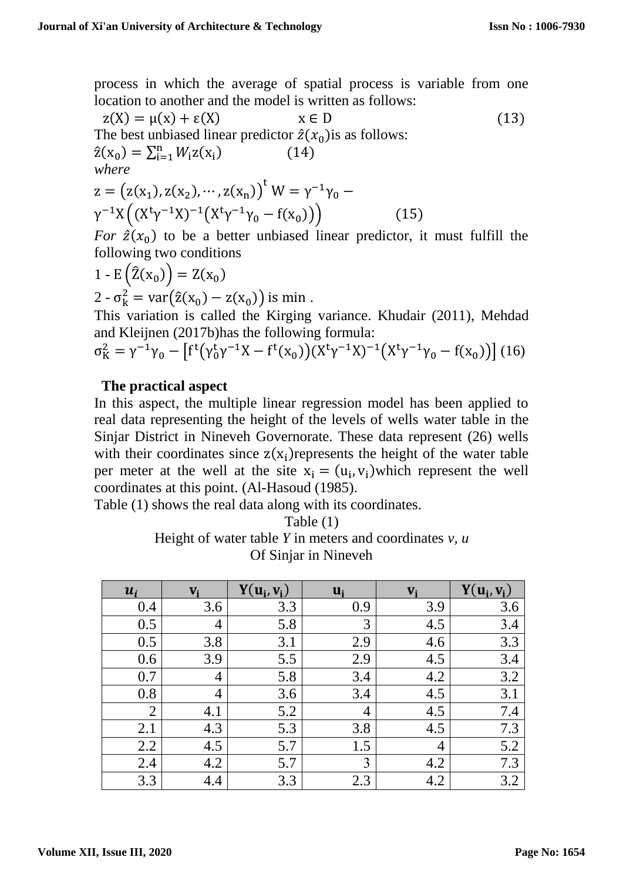process in which the average of spatial process is variable from one location to another and the model is written as follows:

$$z(X) = \mu(x) + \varepsilon(X) \qquad x \in D \qquad (13)$$

The best unbiased linear predictor $\hat{z}(x_0)$is as follows:

$$\hat{z}(x_0) = \sum_{i=1}^{n} W_i z(x_i) \qquad (14)$$

*where*

$$z = \left(z(x_1), z(x_2), \cdots, z(x_n)\right)^t \; W = \gamma^{-1}\gamma_0 - \gamma^{-1}X\left((X^t\gamma^{-1}X)^{-1}\left(X^t\gamma^{-1}\gamma_0 - f(x_0)\right)\right) \qquad (15)$$

*For* $\hat{z}(x_0)$ to be a better unbiased linear predictor, it must fulfill the following two conditions

1 - $E\left(\hat{Z}(x_0)\right) = Z(x_0)$

2 - $\sigma_k^2 = \mathrm{var}\left(\hat{z}(x_0) - z(x_0)\right)$ is min .

This variation is called the Kirging variance. Khudair (2011), Mehdad and Kleijnen (2017b)has the following formula:

$$\sigma_K^2 = \gamma^{-1}\gamma_0 - \left[f^t\left(\gamma_0^t\gamma^{-1}X - f^t(x_0)\right)(X^t\gamma^{-1}X)^{-1}\left(X^t\gamma^{-1}\gamma_0 - f(x_0)\right)\right] \quad (16)$$

## The practical aspect

In this aspect, the multiple linear regression model has been applied to real data representing the height of the levels of wells water table in the Sinjar District in Nineveh Governorate. These data represent (26) wells with their coordinates since $z(x_i)$represents the height of the water table per meter at the well at the site $x_i = (u_i, v_i)$which represent the well coordinates at this point. (Al-Hasoud (1985).

Table (1) shows the real data along with its coordinates.

Table (1)

Height of water table *Y* in meters and coordinates *v*, *u*

Of Sinjar in Nineveh

| $u_i$ | $v_i$ | $Y(u_i, v_i)$ | $u_i$ | $v_i$ | $Y(u_i, v_i)$ |
|---|---|---|---|---|---|
| 0.4 | 3.6 | 3.3 | 0.9 | 3.9 | 3.6 |
| 0.5 | 4 | 5.8 | 3 | 4.5 | 3.4 |
| 0.5 | 3.8 | 3.1 | 2.9 | 4.6 | 3.3 |
| 0.6 | 3.9 | 5.5 | 2.9 | 4.5 | 3.4 |
| 0.7 | 4 | 5.8 | 3.4 | 4.2 | 3.2 |
| 0.8 | 4 | 3.6 | 3.4 | 4.5 | 3.1 |
| 2 | 4.1 | 5.2 | 4 | 4.5 | 7.4 |
| 2.1 | 4.3 | 5.3 | 3.8 | 4.5 | 7.3 |
| 2.2 | 4.5 | 5.7 | 1.5 | 4 | 5.2 |
| 2.4 | 4.2 | 5.7 | 3 | 4.2 | 7.3 |
| 3.3 | 4.4 | 3.3 | 2.3 | 4.2 | 3.2 |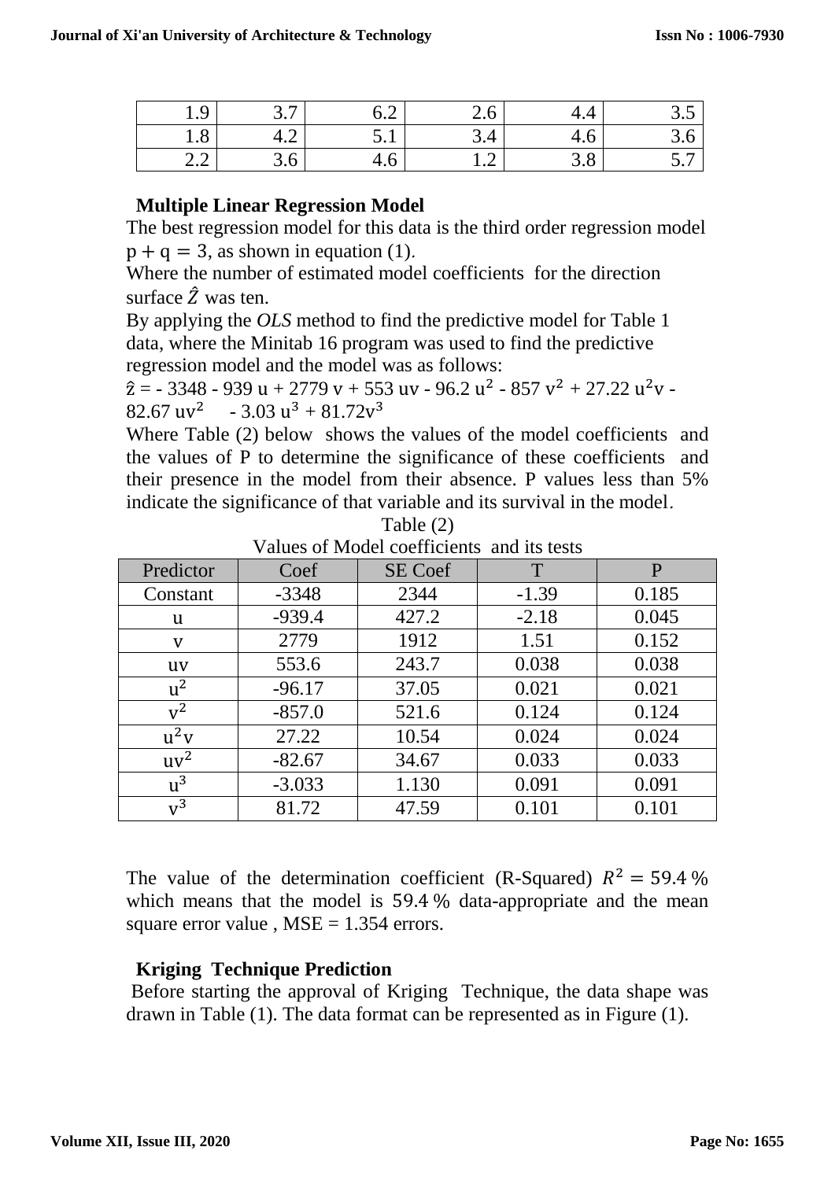| 1.9 | 3.7 | 6.2 | 2.6 | 4.4 | 3.5 |
|---|---|---|---|---|---|
| 1.8 | 4.2 | 5.1 | 3.4 | 4.6 | 3.6 |
| 2.2 | 3.6 | 4.6 | 1.2 | 3.8 | 5.7 |

## Multiple Linear Regression Model

The best regression model for this data is the third order regression model $p + q = 3$, as shown in equation (1).

Where the number of estimated model coefficients for the direction surface $\hat{Z}$ was ten.

By applying the *OLS* method to find the predictive model for Table 1 data, where the Minitab 16 program was used to find the predictive regression model and the model was as follows:

$\hat{z}$ = - 3348 - 939 u + 2779 v + 553 uv - 96.2 $u^2$ - 857 $v^2$ + 27.22 $u^2v$ - 82.67 $uv^2$ - 3.03 $u^3$ + 81.72$v^3$

Where Table (2) below shows the values of the model coefficients and the values of P to determine the significance of these coefficients and their presence in the model from their absence. P values less than 5% indicate the significance of that variable and its survival in the model.

Table (2)

Values of Model coefficients and its tests

| Predictor | Coef | SE Coef | T | P |
|---|---|---|---|---|
| Constant | -3348 | 2344 | -1.39 | 0.185 |
| u | -939.4 | 427.2 | -2.18 | 0.045 |
| v | 2779 | 1912 | 1.51 | 0.152 |
| uv | 553.6 | 243.7 | 0.038 | 0.038 |
| $u^2$ | -96.17 | 37.05 | 0.021 | 0.021 |
| $v^2$ | -857.0 | 521.6 | 0.124 | 0.124 |
| $u^2v$ | 27.22 | 10.54 | 0.024 | 0.024 |
| $uv^2$ | -82.67 | 34.67 | 0.033 | 0.033 |
| $u^3$ | -3.033 | 1.130 | 0.091 | 0.091 |
| $v^3$ | 81.72 | 47.59 | 0.101 | 0.101 |

The value of the determination coefficient (R-Squared) $R^2 = 59.4\,\%$ which means that the model is $59.4\,\%$ data-appropriate and the mean square error value , MSE = 1.354 errors.

## Kriging Technique Prediction

Before starting the approval of Kriging Technique, the data shape was drawn in Table (1). The data format can be represented as in Figure (1).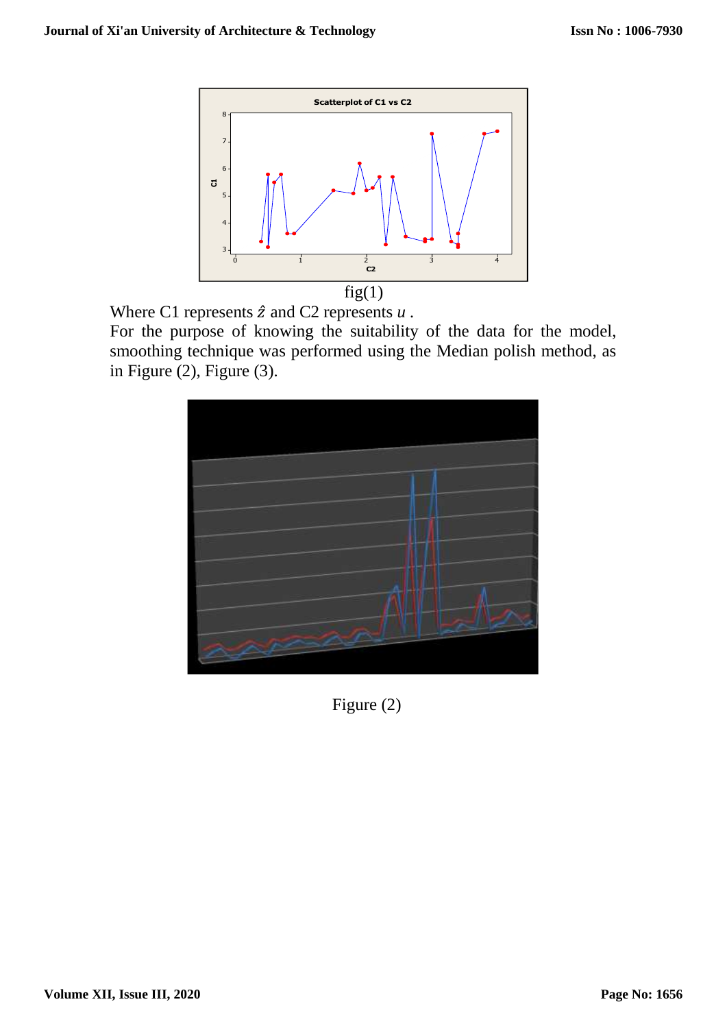fig(1)

Where C1 represents $\hat{z}$ and C2 represents $u$ .

For the purpose of knowing the suitability of the data for the model, smoothing technique was performed using the Median polish method, as in Figure (2), Figure (3).

Figure (2)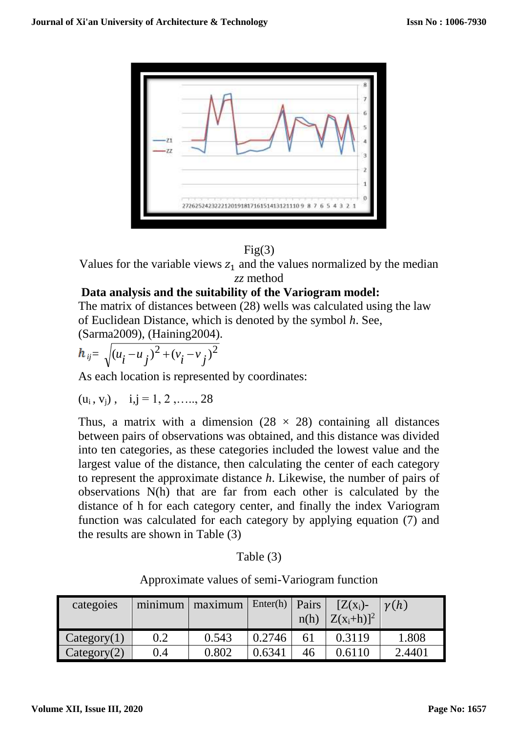Fig(3)

Values for the variable views $z_1$ and the values normalized by the median *zz* method

**Data analysis and the suitability of the Variogram model:**

The matrix of distances between (28) wells was calculated using the law of Euclidean Distance, which is denoted by the symbol *h*. See, (Sarma2009), (Haining2004).

$$h_{ij} = \sqrt{(u_i - u_j)^2 + (v_i - v_j)^2}$$

As each location is represented by coordinates:

$(u_i, v_j)$, $i,j = 1, 2, \ldots, 28$

Thus, a matrix with a dimension ($28 \times 28$) containing all distances between pairs of observations was obtained, and this distance was divided into ten categories, as these categories included the lowest value and the largest value of the distance, then calculating the center of each category to represent the approximate distance *h*. Likewise, the number of pairs of observations N(h) that are far from each other is calculated by the distance of h for each category center, and finally the index Variogram function was calculated for each category by applying equation (7) and the results are shown in Table (3)

Table (3)

Approximate values of semi-Variogram function

| categoies | minimum | maximum | Enter(h) | Pairs n(h) | $[Z(x_i)-Z(x_i+h)]^2$ | $\gamma(h)$ |
|---|---|---|---|---|---|---|
| Category(1) | 0.2 | 0.543 | 0.2746 | 61 | 0.3119 | 1.808 |
| Category(2) | 0.4 | 0.802 | 0.6341 | 46 | 0.6110 | 2.4401 |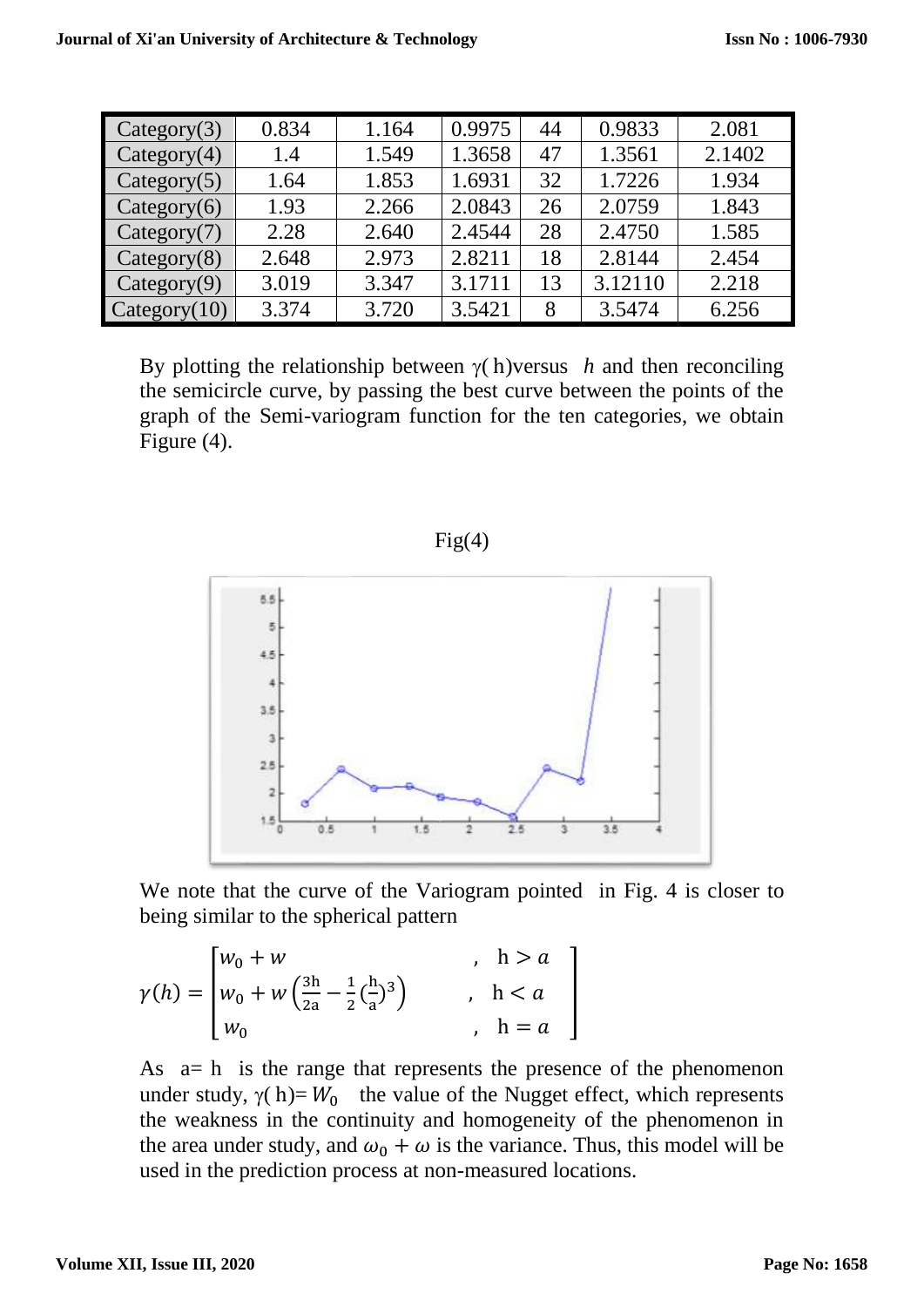| Category(3) | 0.834 | 1.164 | 0.9975 | 44 | 0.9833 | 2.081 |
|---|---|---|---|---|---|---|
| Category(4) | 1.4 | 1.549 | 1.3658 | 47 | 1.3561 | 2.1402 |
| Category(5) | 1.64 | 1.853 | 1.6931 | 32 | 1.7226 | 1.934 |
| Category(6) | 1.93 | 2.266 | 2.0843 | 26 | 2.0759 | 1.843 |
| Category(7) | 2.28 | 2.640 | 2.4544 | 28 | 2.4750 | 1.585 |
| Category(8) | 2.648 | 2.973 | 2.8211 | 18 | 2.8144 | 2.454 |
| Category(9) | 3.019 | 3.347 | 3.1711 | 13 | 3.12110 | 2.218 |
| Category(10) | 3.374 | 3.720 | 3.5421 | 8 | 3.5474 | 6.256 |

By plotting the relationship between $\gamma(h)$versus $h$ and then reconciling the semicircle curve, by passing the best curve between the points of the graph of the Semi-variogram function for the ten categories, we obtain Figure (4).

Fig(4)

We note that the curve of the Variogram pointed in Fig. 4 is closer to being similar to the spherical pattern

$$\gamma(h) = \begin{bmatrix} w_0 + w & , \ h > a \\ w_0 + w\left(\frac{3h}{2a} - \frac{1}{2}\left(\frac{h}{a}\right)^3\right) & , \ h < a \\ w_0 & , \ h = a \end{bmatrix}$$

As a= h is the range that represents the presence of the phenomenon under study, $\gamma(h)= W_0$ the value of the Nugget effect, which represents the weakness in the continuity and homogeneity of the phenomenon in the area under study, and $\omega_0 + \omega$ is the variance. Thus, this model will be used in the prediction process at non-measured locations.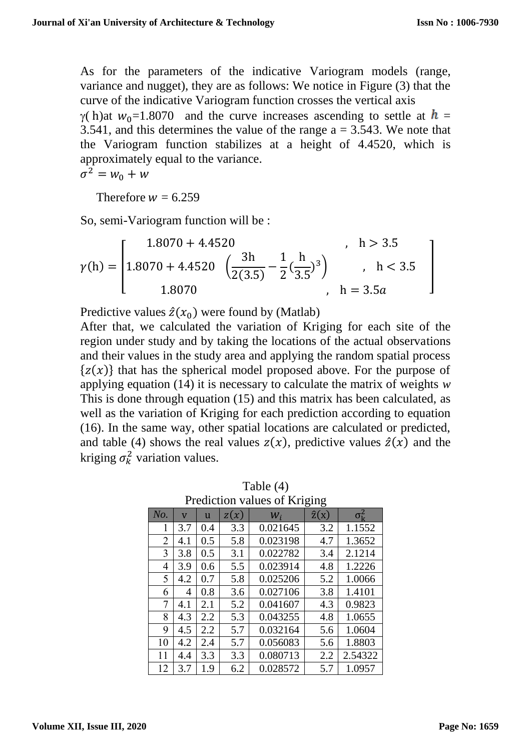As for the parameters of the indicative Variogram models (range, variance and nugget), they are as follows: We notice in Figure (3) that the curve of the indicative Variogram function crosses the vertical axis γ( h)at $w_0$=1.8070 and the curve increases ascending to settle at $h$ = 3.541, and this determines the value of the range a = 3.543. We note that the Variogram function stabilizes at a height of 4.4520, which is approximately equal to the variance.

$\sigma^2 = w_0 + w$

Therefore $w$ = 6.259

So, semi-Variogram function will be :

$$
\gamma(\mathrm{h}) = \begin{bmatrix} 1.8070 + 4.4520 & , \quad \mathrm{h} > 3.5 \\ 1.8070 + 4.4520 \quad \left(\dfrac{3\mathrm{h}}{2(3.5)} - \dfrac{1}{2}(\dfrac{\mathrm{h}}{3.5})^3\right) & , \quad \mathrm{h} < 3.5 \\ 1.8070 & , \quad \mathrm{h} = 3.5a \end{bmatrix}
$$

Predictive values $\hat{z}(x_0)$ were found by (Matlab)

After that, we calculated the variation of Kriging for each site of the region under study and by taking the locations of the actual observations and their values in the study area and applying the random spatial process $\{z(x)\}$ that has the spherical model proposed above. For the purpose of applying equation (14) it is necessary to calculate the matrix of weights *w* This is done through equation (15) and this matrix has been calculated, as well as the variation of Kriging for each prediction according to equation (16). In the same way, other spatial locations are calculated or predicted, and table (4) shows the real values $z(x)$, predictive values $\hat{z}(x)$ and the kriging $\sigma_k^2$ variation values.

Table (4)
Prediction values of Kriging

| *No.* | v | u | $z(x)$ | $w_i$ | $\hat{z}(x)$ | $\sigma_k^2$ |
|---|---|---|---|---|---|---|
| 1 | 3.7 | 0.4 | 3.3 | 0.021645 | 3.2 | 1.1552 |
| 2 | 4.1 | 0.5 | 5.8 | 0.023198 | 4.7 | 1.3652 |
| 3 | 3.8 | 0.5 | 3.1 | 0.022782 | 3.4 | 2.1214 |
| 4 | 3.9 | 0.6 | 5.5 | 0.023914 | 4.8 | 1.2226 |
| 5 | 4.2 | 0.7 | 5.8 | 0.025206 | 5.2 | 1.0066 |
| 6 | 4 | 0.8 | 3.6 | 0.027106 | 3.8 | 1.4101 |
| 7 | 4.1 | 2.1 | 5.2 | 0.041607 | 4.3 | 0.9823 |
| 8 | 4.3 | 2.2 | 5.3 | 0.043255 | 4.8 | 1.0655 |
| 9 | 4.5 | 2.2 | 5.7 | 0.032164 | 5.6 | 1.0604 |
| 10 | 4.2 | 2.4 | 5.7 | 0.056083 | 5.6 | 1.8803 |
| 11 | 4.4 | 3.3 | 3.3 | 0.080713 | 2.2 | 2.54322 |
| 12 | 3.7 | 1.9 | 6.2 | 0.028572 | 5.7 | 1.0957 |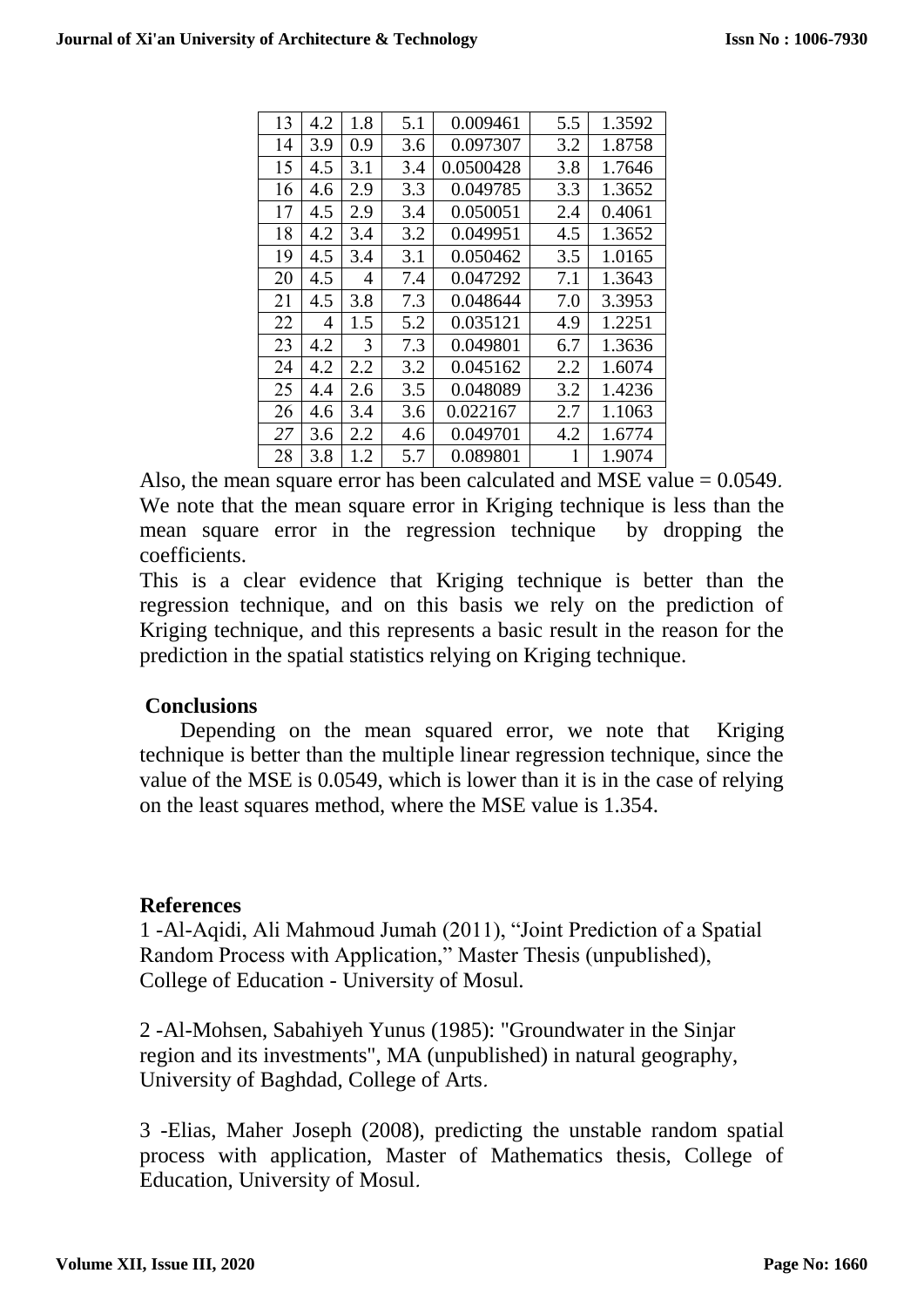| 13 | 4.2 | 1.8 | 5.1 | 0.009461 | 5.5 | 1.3592 |
|---|---|---|---|---|---|---|
| 14 | 3.9 | 0.9 | 3.6 | 0.097307 | 3.2 | 1.8758 |
| 15 | 4.5 | 3.1 | 3.4 | 0.0500428 | 3.8 | 1.7646 |
| 16 | 4.6 | 2.9 | 3.3 | 0.049785 | 3.3 | 1.3652 |
| 17 | 4.5 | 2.9 | 3.4 | 0.050051 | 2.4 | 0.4061 |
| 18 | 4.2 | 3.4 | 3.2 | 0.049951 | 4.5 | 1.3652 |
| 19 | 4.5 | 3.4 | 3.1 | 0.050462 | 3.5 | 1.0165 |
| 20 | 4.5 | 4 | 7.4 | 0.047292 | 7.1 | 1.3643 |
| 21 | 4.5 | 3.8 | 7.3 | 0.048644 | 7.0 | 3.3953 |
| 22 | 4 | 1.5 | 5.2 | 0.035121 | 4.9 | 1.2251 |
| 23 | 4.2 | 3 | 7.3 | 0.049801 | 6.7 | 1.3636 |
| 24 | 4.2 | 2.2 | 3.2 | 0.045162 | 2.2 | 1.6074 |
| 25 | 4.4 | 2.6 | 3.5 | 0.048089 | 3.2 | 1.4236 |
| 26 | 4.6 | 3.4 | 3.6 | 0.022167 | 2.7 | 1.1063 |
| 27 | 3.6 | 2.2 | 4.6 | 0.049701 | 4.2 | 1.6774 |
| 28 | 3.8 | 1.2 | 5.7 | 0.089801 | 1 | 1.9074 |

Also, the mean square error has been calculated and MSE value = 0.0549. We note that the mean square error in Kriging technique is less than the mean square error in the regression technique by dropping the coefficients.

This is a clear evidence that Kriging technique is better than the regression technique, and on this basis we rely on the prediction of Kriging technique, and this represents a basic result in the reason for the prediction in the spatial statistics relying on Kriging technique.

## Conclusions

Depending on the mean squared error, we note that Kriging technique is better than the multiple linear regression technique, since the value of the MSE is 0.0549, which is lower than it is in the case of relying on the least squares method, where the MSE value is 1.354.

## References

1 -Al-Aqidi, Ali Mahmoud Jumah (2011), "Joint Prediction of a Spatial Random Process with Application," Master Thesis (unpublished), College of Education - University of Mosul.

2 -Al-Mohsen, Sabahiyeh Yunus (1985): "Groundwater in the Sinjar region and its investments", MA (unpublished) in natural geography, University of Baghdad, College of Arts.

3 -Elias, Maher Joseph (2008), predicting the unstable random spatial process with application, Master of Mathematics thesis, College of Education, University of Mosul.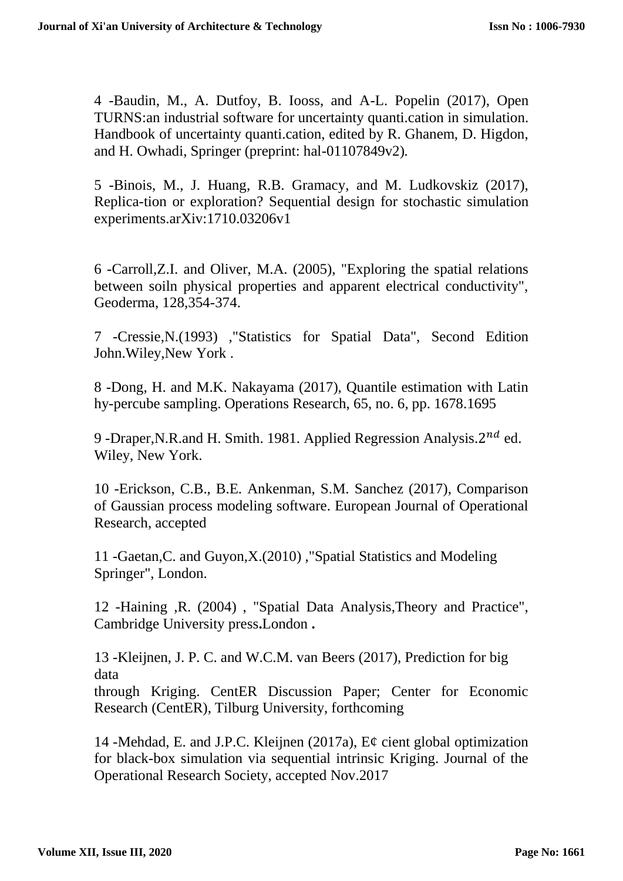4 -Baudin, M., A. Dutfoy, B. Iooss, and A-L. Popelin (2017), Open TURNS:an industrial software for uncertainty quanti.cation in simulation. Handbook of uncertainty quanti.cation, edited by R. Ghanem, D. Higdon, and H. Owhadi, Springer (preprint: hal-01107849v2).

5 -Binois, M., J. Huang, R.B. Gramacy, and M. Ludkovskiz (2017), Replica-tion or exploration? Sequential design for stochastic simulation experiments.arXiv:1710.03206v1

6 -Carroll,Z.I. and Oliver, M.A. (2005), "Exploring the spatial relations between soiln physical properties and apparent electrical conductivity", Geoderma, 128,354-374.

7 -Cressie,N.(1993) ,"Statistics for Spatial Data", Second Edition John.Wiley,New York .

8 -Dong, H. and M.K. Nakayama (2017), Quantile estimation with Latin hy-percube sampling. Operations Research, 65, no. 6, pp. 1678.1695

9 -Draper,N.R.and H. Smith. 1981. Applied Regression Analysis.$2^{nd}$ ed. Wiley, New York.

10 -Erickson, C.B., B.E. Ankenman, S.M. Sanchez (2017), Comparison of Gaussian process modeling software. European Journal of Operational Research, accepted

11 -Gaetan,C. and Guyon,X.(2010) ,"Spatial Statistics and Modeling Springer", London.

12 -Haining ,R. (2004) , "Spatial Data Analysis,Theory and Practice", Cambridge University press**.**London **.**

13 -Kleijnen, J. P. C. and W.C.M. van Beers (2017), Prediction for big data
through Kriging. CentER Discussion Paper; Center for Economic Research (CentER), Tilburg University, forthcoming

14 -Mehdad, E. and J.P.C. Kleijnen (2017a), E¢ cient global optimization for black-box simulation via sequential intrinsic Kriging. Journal of the Operational Research Society, accepted Nov.2017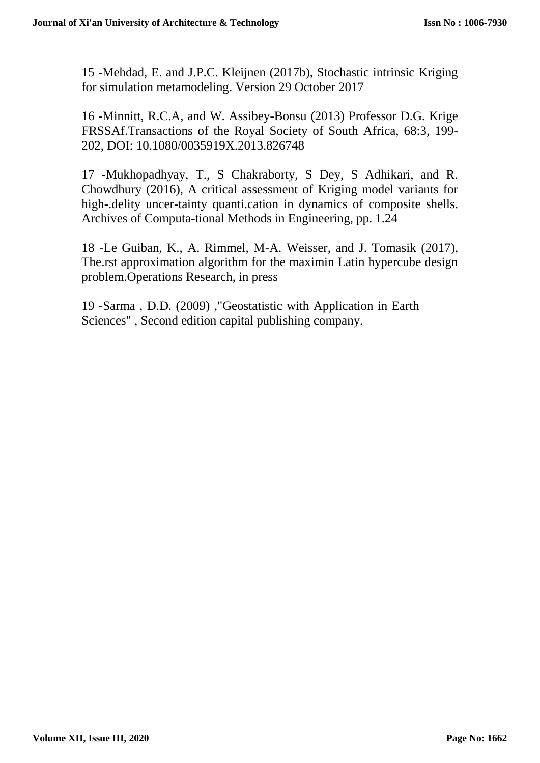15 -Mehdad, E. and J.P.C. Kleijnen (2017b), Stochastic intrinsic Kriging for simulation metamodeling. Version 29 October 2017

16 -Minnitt, R.C.A, and W. Assibey-Bonsu (2013) Professor D.G. Krige FRSSAf.Transactions of the Royal Society of South Africa, 68:3, 199-202, DOI: 10.1080/0035919X.2013.826748

17 -Mukhopadhyay, T., S Chakraborty, S Dey, S Adhikari, and R. Chowdhury (2016), A critical assessment of Kriging model variants for high-.delity uncer-tainty quanti.cation in dynamics of composite shells. Archives of Computa-tional Methods in Engineering, pp. 1.24

18 -Le Guiban, K., A. Rimmel, M-A. Weisser, and J. Tomasik (2017), The.rst approximation algorithm for the maximin Latin hypercube design problem.Operations Research, in press

19 -Sarma , D.D. (2009) ,"Geostatistic with Application in Earth Sciences" , Second edition capital publishing company.